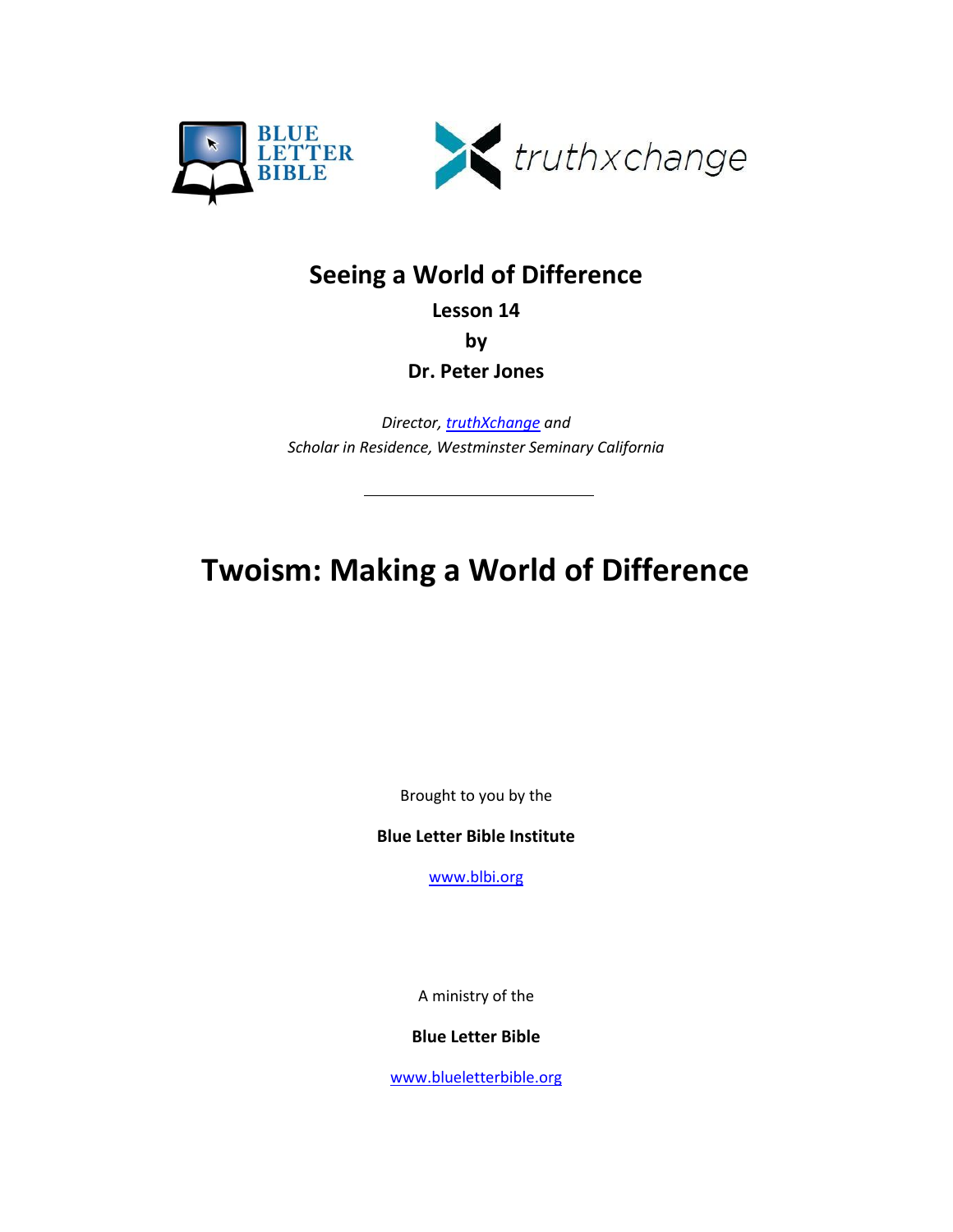BLUE LETTER BIBLE

truthxchange

## Seeing a World of Difference

**Lesson 14**

**by**

**Dr. Peter Jones**

*Director, truthXchange and*
*Scholar in Residence, Westminster Seminary California*

---

# Twoism: Making a World of Difference

Brought to you by the

**Blue Letter Bible Institute**

www.blbi.org

A ministry of the

**Blue Letter Bible**

www.blueletterbible.org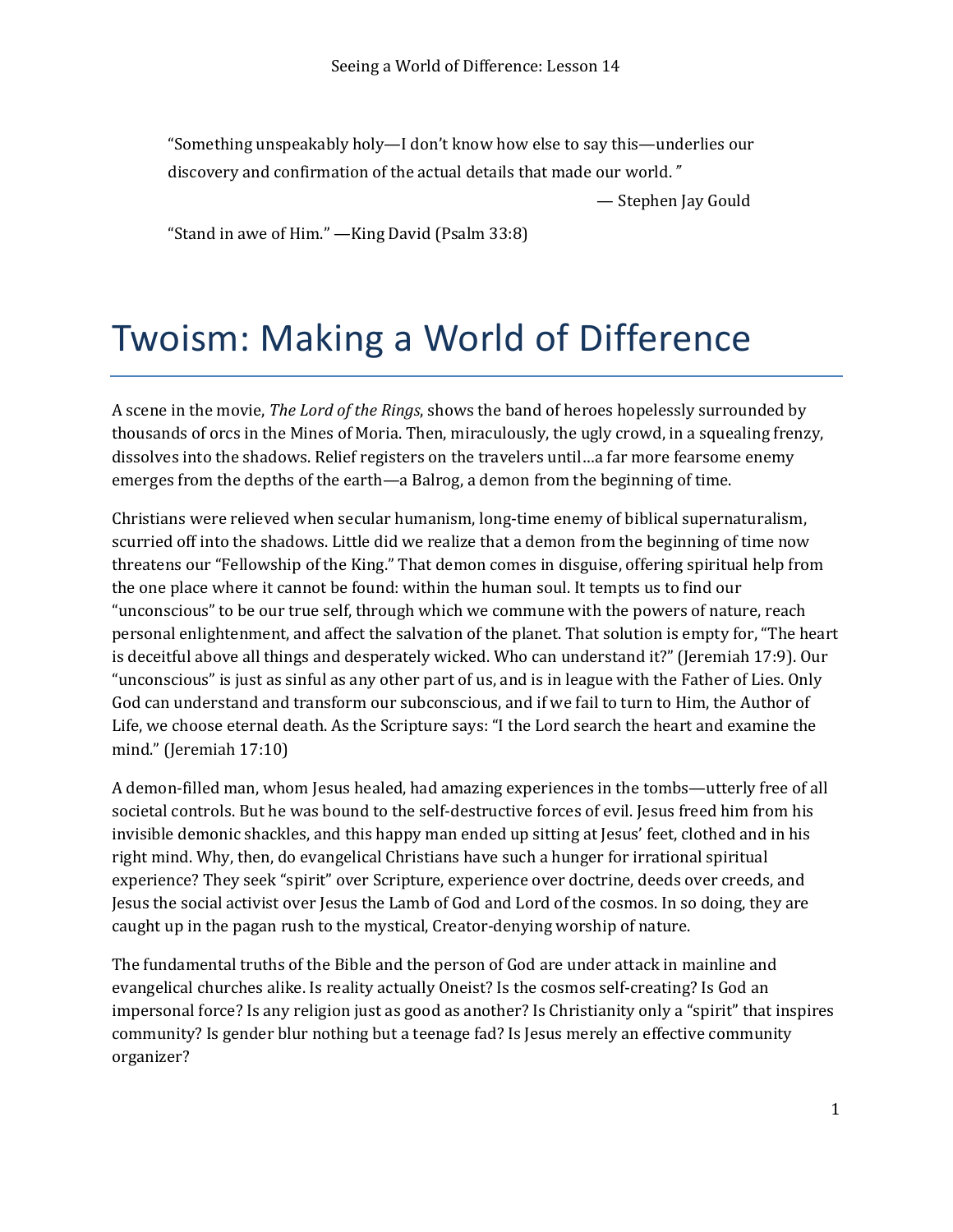“Something unspeakably holy—I don’t know how else to say this—underlies our discovery and confirmation of the actual details that made our world.”

— Stephen Jay Gould

“Stand in awe of Him.” —King David (Psalm 33:8)

# Twoism: Making a World of Difference

A scene in the movie, *The Lord of the Rings*, shows the band of heroes hopelessly surrounded by thousands of orcs in the Mines of Moria. Then, miraculously, the ugly crowd, in a squealing frenzy, dissolves into the shadows. Relief registers on the travelers until…a far more fearsome enemy emerges from the depths of the earth—a Balrog, a demon from the beginning of time.

Christians were relieved when secular humanism, long-time enemy of biblical supernaturalism, scurried off into the shadows. Little did we realize that a demon from the beginning of time now threatens our “Fellowship of the King.” That demon comes in disguise, offering spiritual help from the one place where it cannot be found: within the human soul. It tempts us to find our “unconscious” to be our true self, through which we commune with the powers of nature, reach personal enlightenment, and affect the salvation of the planet. That solution is empty for, “The heart is deceitful above all things and desperately wicked. Who can understand it?” (Jeremiah 17:9). Our “unconscious” is just as sinful as any other part of us, and is in league with the Father of Lies. Only God can understand and transform our subconscious, and if we fail to turn to Him, the Author of Life, we choose eternal death. As the Scripture says: “I the Lord search the heart and examine the mind.” (Jeremiah 17:10)

A demon-filled man, whom Jesus healed, had amazing experiences in the tombs—utterly free of all societal controls. But he was bound to the self-destructive forces of evil. Jesus freed him from his invisible demonic shackles, and this happy man ended up sitting at Jesus’ feet, clothed and in his right mind. Why, then, do evangelical Christians have such a hunger for irrational spiritual experience? They seek “spirit” over Scripture, experience over doctrine, deeds over creeds, and Jesus the social activist over Jesus the Lamb of God and Lord of the cosmos. In so doing, they are caught up in the pagan rush to the mystical, Creator-denying worship of nature.

The fundamental truths of the Bible and the person of God are under attack in mainline and evangelical churches alike. Is reality actually Oneist? Is the cosmos self-creating? Is God an impersonal force? Is any religion just as good as another? Is Christianity only a “spirit” that inspires community? Is gender blur nothing but a teenage fad? Is Jesus merely an effective community organizer?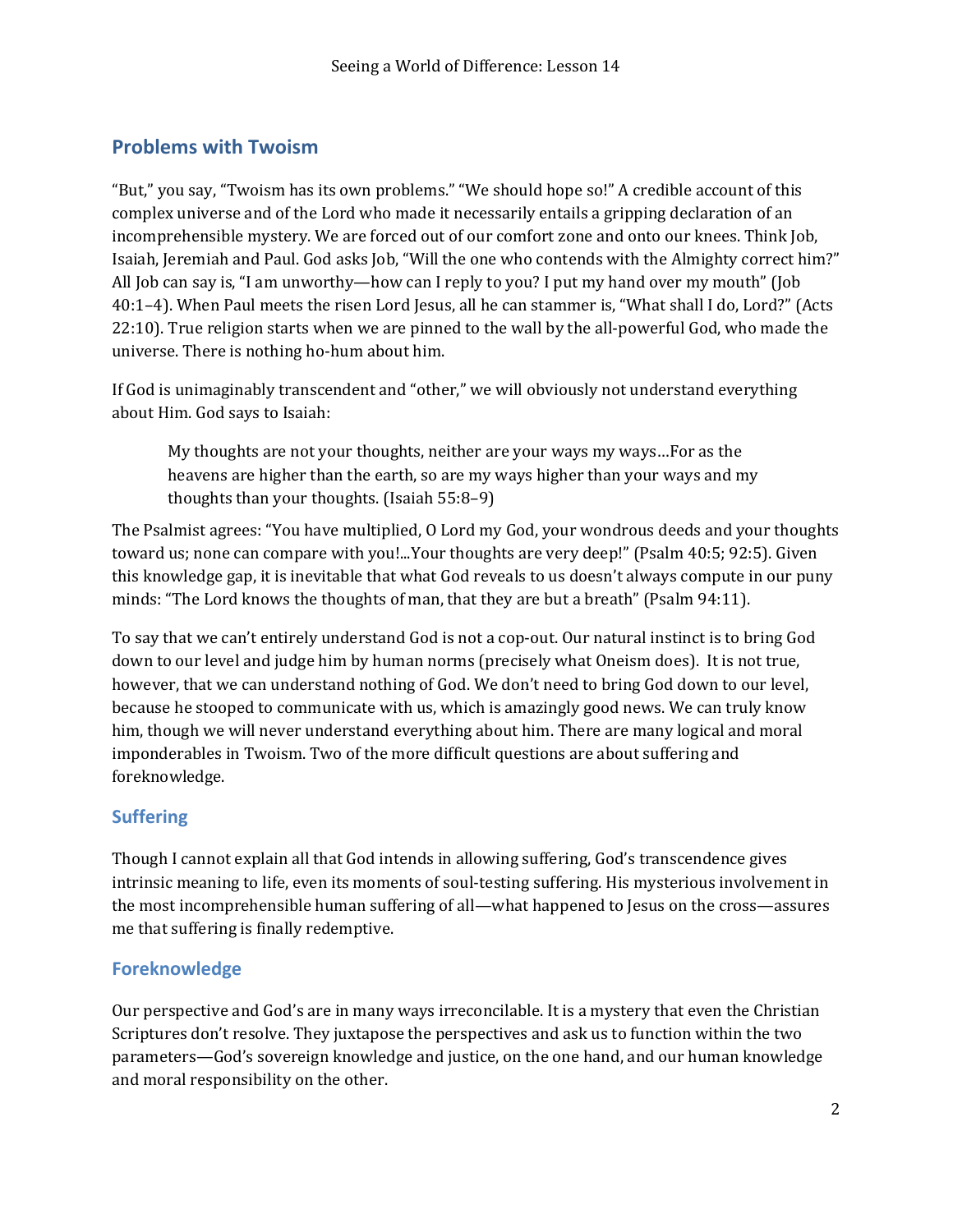## Problems with Twoism

"But," you say, "Twoism has its own problems." "We should hope so!" A credible account of this complex universe and of the Lord who made it necessarily entails a gripping declaration of an incomprehensible mystery. We are forced out of our comfort zone and onto our knees. Think Job, Isaiah, Jeremiah and Paul. God asks Job, "Will the one who contends with the Almighty correct him?" All Job can say is, "I am unworthy—how can I reply to you? I put my hand over my mouth" (Job 40:1–4). When Paul meets the risen Lord Jesus, all he can stammer is, "What shall I do, Lord?" (Acts 22:10). True religion starts when we are pinned to the wall by the all-powerful God, who made the universe. There is nothing ho-hum about him.

If God is unimaginably transcendent and "other," we will obviously not understand everything about Him. God says to Isaiah:

> My thoughts are not your thoughts, neither are your ways my ways…For as the heavens are higher than the earth, so are my ways higher than your ways and my thoughts than your thoughts. (Isaiah 55:8–9)

The Psalmist agrees: "You have multiplied, O Lord my God, your wondrous deeds and your thoughts toward us; none can compare with you!...Your thoughts are very deep!" (Psalm 40:5; 92:5). Given this knowledge gap, it is inevitable that what God reveals to us doesn't always compute in our puny minds: "The Lord knows the thoughts of man, that they are but a breath" (Psalm 94:11).

To say that we can't entirely understand God is not a cop-out. Our natural instinct is to bring God down to our level and judge him by human norms (precisely what Oneism does). It is not true, however, that we can understand nothing of God. We don't need to bring God down to our level, because he stooped to communicate with us, which is amazingly good news. We can truly know him, though we will never understand everything about him. There are many logical and moral imponderables in Twoism. Two of the more difficult questions are about suffering and foreknowledge.

### Suffering

Though I cannot explain all that God intends in allowing suffering, God's transcendence gives intrinsic meaning to life, even its moments of soul-testing suffering. His mysterious involvement in the most incomprehensible human suffering of all—what happened to Jesus on the cross—assures me that suffering is finally redemptive.

### Foreknowledge

Our perspective and God's are in many ways irreconcilable. It is a mystery that even the Christian Scriptures don't resolve. They juxtapose the perspectives and ask us to function within the two parameters—God's sovereign knowledge and justice, on the one hand, and our human knowledge and moral responsibility on the other.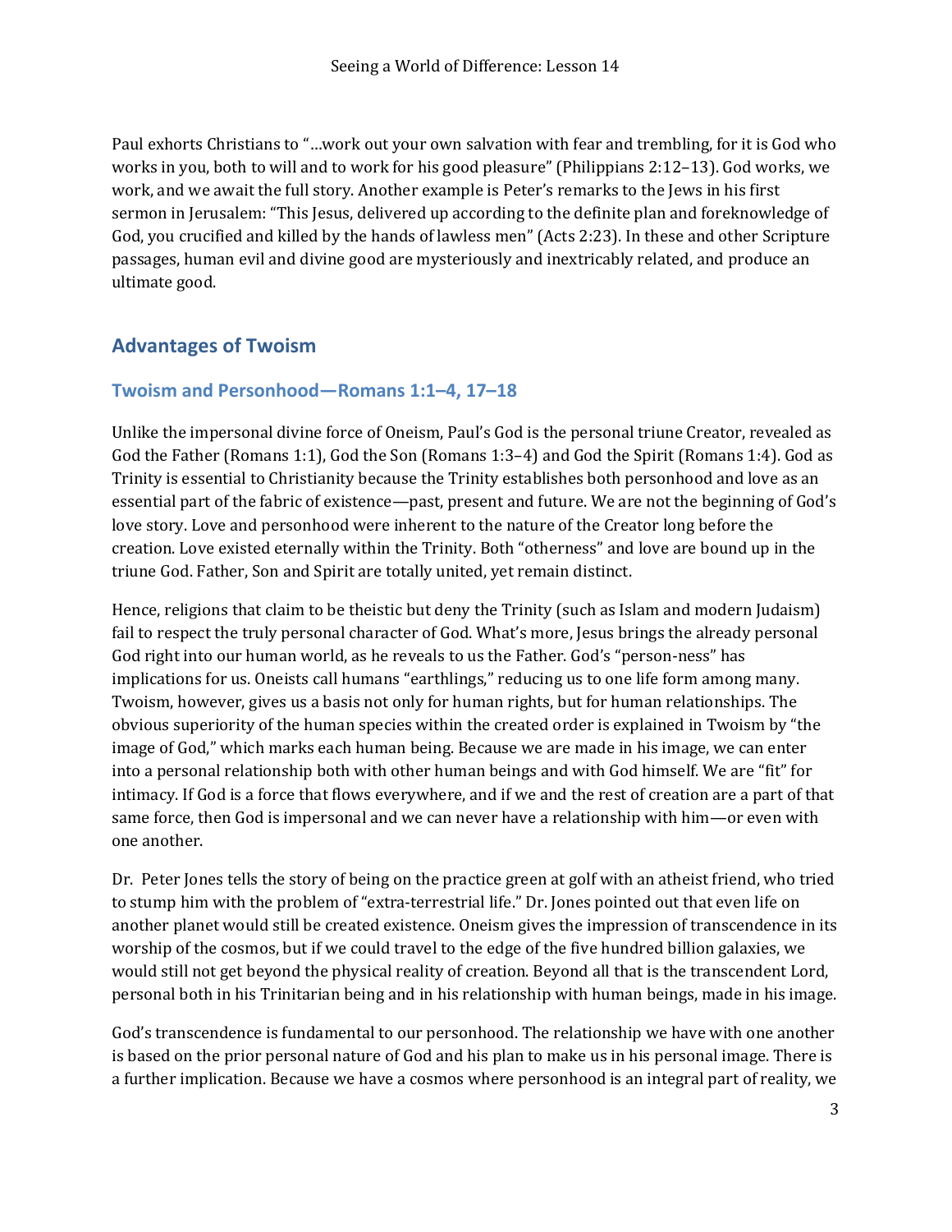Paul exhorts Christians to "…work out your own salvation with fear and trembling, for it is God who works in you, both to will and to work for his good pleasure" (Philippians 2:12–13). God works, we work, and we await the full story. Another example is Peter's remarks to the Jews in his first sermon in Jerusalem: "This Jesus, delivered up according to the definite plan and foreknowledge of God, you crucified and killed by the hands of lawless men" (Acts 2:23). In these and other Scripture passages, human evil and divine good are mysteriously and inextricably related, and produce an ultimate good.

## Advantages of Twoism

### Twoism and Personhood—Romans 1:1–4, 17–18

Unlike the impersonal divine force of Oneism, Paul's God is the personal triune Creator, revealed as God the Father (Romans 1:1), God the Son (Romans 1:3–4) and God the Spirit (Romans 1:4). God as Trinity is essential to Christianity because the Trinity establishes both personhood and love as an essential part of the fabric of existence—past, present and future. We are not the beginning of God's love story. Love and personhood were inherent to the nature of the Creator long before the creation. Love existed eternally within the Trinity. Both "otherness" and love are bound up in the triune God. Father, Son and Spirit are totally united, yet remain distinct.

Hence, religions that claim to be theistic but deny the Trinity (such as Islam and modern Judaism) fail to respect the truly personal character of God. What's more, Jesus brings the already personal God right into our human world, as he reveals to us the Father. God's "person-ness" has implications for us. Oneists call humans "earthlings," reducing us to one life form among many. Twoism, however, gives us a basis not only for human rights, but for human relationships. The obvious superiority of the human species within the created order is explained in Twoism by "the image of God," which marks each human being. Because we are made in his image, we can enter into a personal relationship both with other human beings and with God himself. We are "fit" for intimacy. If God is a force that flows everywhere, and if we and the rest of creation are a part of that same force, then God is impersonal and we can never have a relationship with him—or even with one another.

Dr. Peter Jones tells the story of being on the practice green at golf with an atheist friend, who tried to stump him with the problem of "extra-terrestrial life." Dr. Jones pointed out that even life on another planet would still be created existence. Oneism gives the impression of transcendence in its worship of the cosmos, but if we could travel to the edge of the five hundred billion galaxies, we would still not get beyond the physical reality of creation. Beyond all that is the transcendent Lord, personal both in his Trinitarian being and in his relationship with human beings, made in his image.

God's transcendence is fundamental to our personhood. The relationship we have with one another is based on the prior personal nature of God and his plan to make us in his personal image. There is a further implication. Because we have a cosmos where personhood is an integral part of reality, we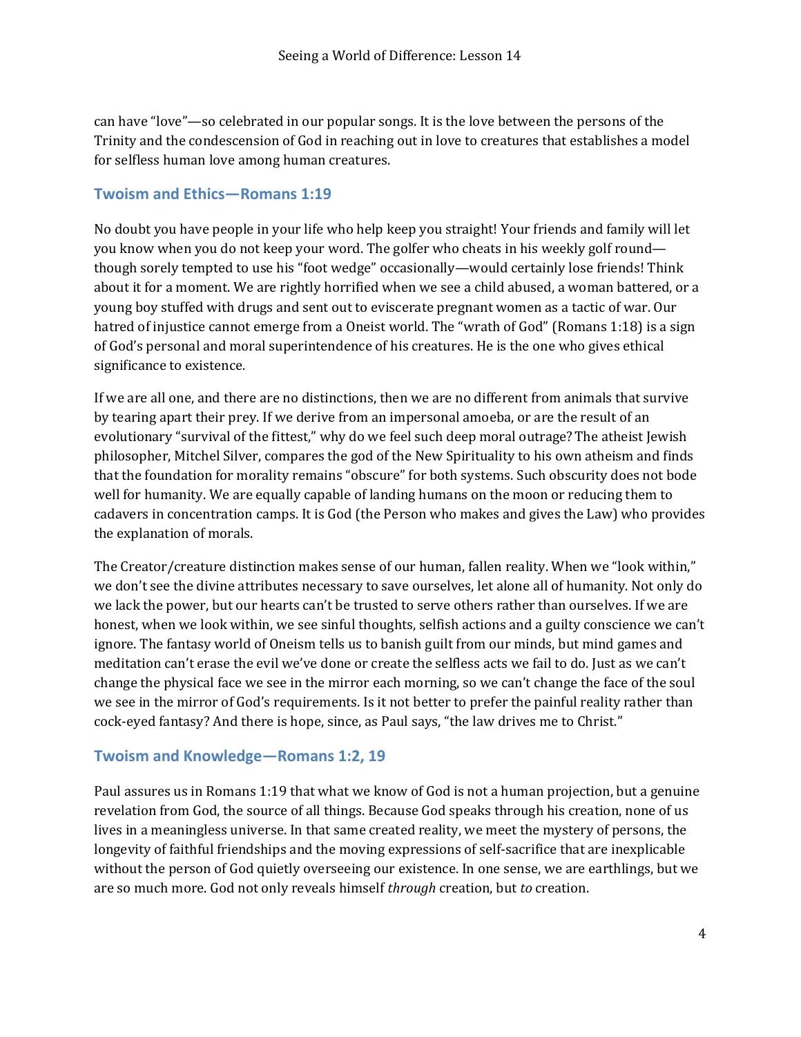can have "love"—so celebrated in our popular songs. It is the love between the persons of the Trinity and the condescension of God in reaching out in love to creatures that establishes a model for selfless human love among human creatures.

## Twoism and Ethics—Romans 1:19

No doubt you have people in your life who help keep you straight! Your friends and family will let you know when you do not keep your word. The golfer who cheats in his weekly golf round—though sorely tempted to use his "foot wedge" occasionally—would certainly lose friends! Think about it for a moment. We are rightly horrified when we see a child abused, a woman battered, or a young boy stuffed with drugs and sent out to eviscerate pregnant women as a tactic of war. Our hatred of injustice cannot emerge from a Oneist world. The "wrath of God" (Romans 1:18) is a sign of God's personal and moral superintendence of his creatures. He is the one who gives ethical significance to existence.

If we are all one, and there are no distinctions, then we are no different from animals that survive by tearing apart their prey. If we derive from an impersonal amoeba, or are the result of an evolutionary "survival of the fittest," why do we feel such deep moral outrage? The atheist Jewish philosopher, Mitchel Silver, compares the god of the New Spirituality to his own atheism and finds that the foundation for morality remains "obscure" for both systems. Such obscurity does not bode well for humanity. We are equally capable of landing humans on the moon or reducing them to cadavers in concentration camps. It is God (the Person who makes and gives the Law) who provides the explanation of morals.

The Creator/creature distinction makes sense of our human, fallen reality. When we "look within," we don't see the divine attributes necessary to save ourselves, let alone all of humanity. Not only do we lack the power, but our hearts can't be trusted to serve others rather than ourselves. If we are honest, when we look within, we see sinful thoughts, selfish actions and a guilty conscience we can't ignore. The fantasy world of Oneism tells us to banish guilt from our minds, but mind games and meditation can't erase the evil we've done or create the selfless acts we fail to do. Just as we can't change the physical face we see in the mirror each morning, so we can't change the face of the soul we see in the mirror of God's requirements. Is it not better to prefer the painful reality rather than cock-eyed fantasy? And there is hope, since, as Paul says, "the law drives me to Christ."

## Twoism and Knowledge—Romans 1:2, 19

Paul assures us in Romans 1:19 that what we know of God is not a human projection, but a genuine revelation from God, the source of all things. Because God speaks through his creation, none of us lives in a meaningless universe. In that same created reality, we meet the mystery of persons, the longevity of faithful friendships and the moving expressions of self-sacrifice that are inexplicable without the person of God quietly overseeing our existence. In one sense, we are earthlings, but we are so much more. God not only reveals himself *through* creation, but *to* creation.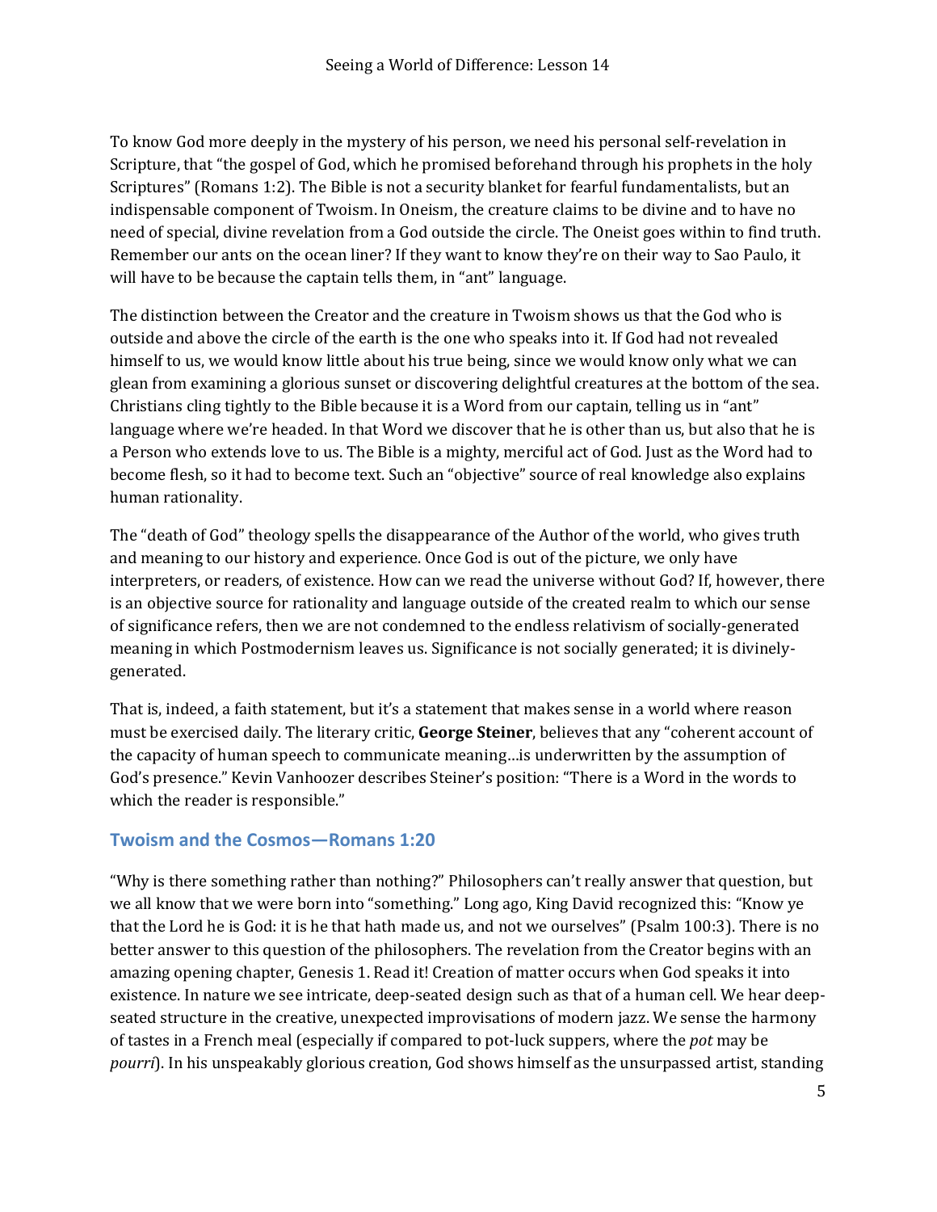To know God more deeply in the mystery of his person, we need his personal self-revelation in Scripture, that "the gospel of God, which he promised beforehand through his prophets in the holy Scriptures" (Romans 1:2). The Bible is not a security blanket for fearful fundamentalists, but an indispensable component of Twoism. In Oneism, the creature claims to be divine and to have no need of special, divine revelation from a God outside the circle. The Oneist goes within to find truth. Remember our ants on the ocean liner? If they want to know they're on their way to Sao Paulo, it will have to be because the captain tells them, in "ant" language.

The distinction between the Creator and the creature in Twoism shows us that the God who is outside and above the circle of the earth is the one who speaks into it. If God had not revealed himself to us, we would know little about his true being, since we would know only what we can glean from examining a glorious sunset or discovering delightful creatures at the bottom of the sea. Christians cling tightly to the Bible because it is a Word from our captain, telling us in "ant" language where we're headed. In that Word we discover that he is other than us, but also that he is a Person who extends love to us. The Bible is a mighty, merciful act of God. Just as the Word had to become flesh, so it had to become text. Such an "objective" source of real knowledge also explains human rationality.

The "death of God" theology spells the disappearance of the Author of the world, who gives truth and meaning to our history and experience. Once God is out of the picture, we only have interpreters, or readers, of existence. How can we read the universe without God? If, however, there is an objective source for rationality and language outside of the created realm to which our sense of significance refers, then we are not condemned to the endless relativism of socially-generated meaning in which Postmodernism leaves us. Significance is not socially generated; it is divinely-generated.

That is, indeed, a faith statement, but it's a statement that makes sense in a world where reason must be exercised daily. The literary critic, **George Steiner**, believes that any "coherent account of the capacity of human speech to communicate meaning…is underwritten by the assumption of God's presence." Kevin Vanhoozer describes Steiner's position: "There is a Word in the words to which the reader is responsible."

## Twoism and the Cosmos—Romans 1:20

"Why is there something rather than nothing?" Philosophers can't really answer that question, but we all know that we were born into "something." Long ago, King David recognized this: "Know ye that the Lord he is God: it is he that hath made us, and not we ourselves" (Psalm 100:3). There is no better answer to this question of the philosophers. The revelation from the Creator begins with an amazing opening chapter, Genesis 1. Read it! Creation of matter occurs when God speaks it into existence. In nature we see intricate, deep-seated design such as that of a human cell. We hear deep-seated structure in the creative, unexpected improvisations of modern jazz. We sense the harmony of tastes in a French meal (especially if compared to pot-luck suppers, where the *pot* may be *pourri*). In his unspeakably glorious creation, God shows himself as the unsurpassed artist, standing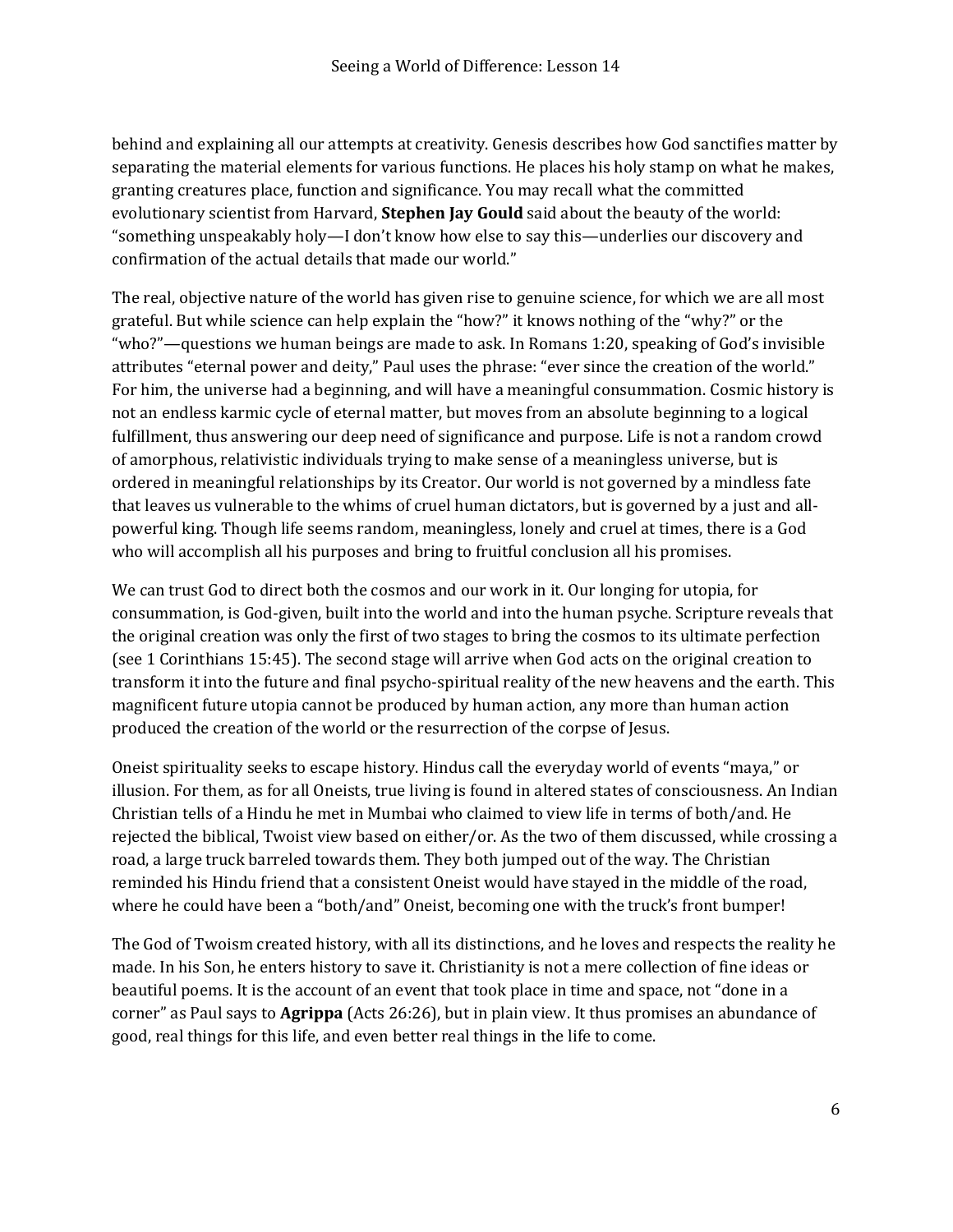behind and explaining all our attempts at creativity. Genesis describes how God sanctifies matter by separating the material elements for various functions. He places his holy stamp on what he makes, granting creatures place, function and significance. You may recall what the committed evolutionary scientist from Harvard, **Stephen Jay Gould** said about the beauty of the world: "something unspeakably holy—I don't know how else to say this—underlies our discovery and confirmation of the actual details that made our world."

The real, objective nature of the world has given rise to genuine science, for which we are all most grateful. But while science can help explain the "how?" it knows nothing of the "why?" or the "who?"—questions we human beings are made to ask. In Romans 1:20, speaking of God's invisible attributes "eternal power and deity," Paul uses the phrase: "ever since the creation of the world." For him, the universe had a beginning, and will have a meaningful consummation. Cosmic history is not an endless karmic cycle of eternal matter, but moves from an absolute beginning to a logical fulfillment, thus answering our deep need of significance and purpose. Life is not a random crowd of amorphous, relativistic individuals trying to make sense of a meaningless universe, but is ordered in meaningful relationships by its Creator. Our world is not governed by a mindless fate that leaves us vulnerable to the whims of cruel human dictators, but is governed by a just and all-powerful king. Though life seems random, meaningless, lonely and cruel at times, there is a God who will accomplish all his purposes and bring to fruitful conclusion all his promises.

We can trust God to direct both the cosmos and our work in it. Our longing for utopia, for consummation, is God-given, built into the world and into the human psyche. Scripture reveals that the original creation was only the first of two stages to bring the cosmos to its ultimate perfection (see 1 Corinthians 15:45). The second stage will arrive when God acts on the original creation to transform it into the future and final psycho-spiritual reality of the new heavens and the earth. This magnificent future utopia cannot be produced by human action, any more than human action produced the creation of the world or the resurrection of the corpse of Jesus.

Oneist spirituality seeks to escape history. Hindus call the everyday world of events "maya," or illusion. For them, as for all Oneists, true living is found in altered states of consciousness. An Indian Christian tells of a Hindu he met in Mumbai who claimed to view life in terms of both/and. He rejected the biblical, Twoist view based on either/or. As the two of them discussed, while crossing a road, a large truck barreled towards them. They both jumped out of the way. The Christian reminded his Hindu friend that a consistent Oneist would have stayed in the middle of the road, where he could have been a "both/and" Oneist, becoming one with the truck's front bumper!

The God of Twoism created history, with all its distinctions, and he loves and respects the reality he made. In his Son, he enters history to save it. Christianity is not a mere collection of fine ideas or beautiful poems. It is the account of an event that took place in time and space, not "done in a corner" as Paul says to **Agrippa** (Acts 26:26), but in plain view. It thus promises an abundance of good, real things for this life, and even better real things in the life to come.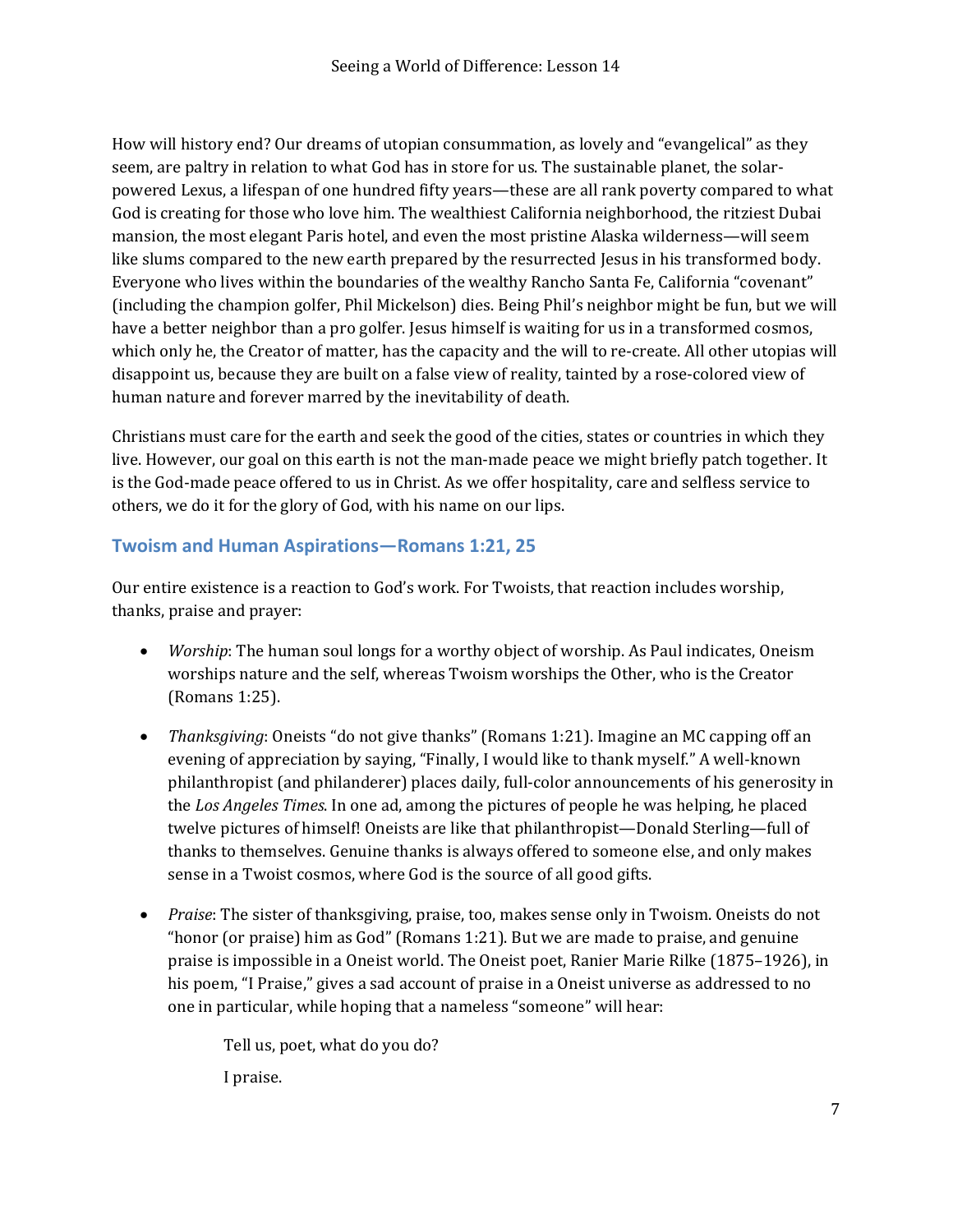How will history end? Our dreams of utopian consummation, as lovely and "evangelical" as they seem, are paltry in relation to what God has in store for us. The sustainable planet, the solar-powered Lexus, a lifespan of one hundred fifty years—these are all rank poverty compared to what God is creating for those who love him. The wealthiest California neighborhood, the ritziest Dubai mansion, the most elegant Paris hotel, and even the most pristine Alaska wilderness—will seem like slums compared to the new earth prepared by the resurrected Jesus in his transformed body. Everyone who lives within the boundaries of the wealthy Rancho Santa Fe, California "covenant" (including the champion golfer, Phil Mickelson) dies. Being Phil's neighbor might be fun, but we will have a better neighbor than a pro golfer. Jesus himself is waiting for us in a transformed cosmos, which only he, the Creator of matter, has the capacity and the will to re-create. All other utopias will disappoint us, because they are built on a false view of reality, tainted by a rose-colored view of human nature and forever marred by the inevitability of death.

Christians must care for the earth and seek the good of the cities, states or countries in which they live. However, our goal on this earth is not the man-made peace we might briefly patch together. It is the God-made peace offered to us in Christ. As we offer hospitality, care and selfless service to others, we do it for the glory of God, with his name on our lips.

## Twoism and Human Aspirations—Romans 1:21, 25

Our entire existence is a reaction to God's work. For Twoists, that reaction includes worship, thanks, praise and prayer:

- *Worship*: The human soul longs for a worthy object of worship. As Paul indicates, Oneism worships nature and the self, whereas Twoism worships the Other, who is the Creator (Romans 1:25).
- *Thanksgiving*: Oneists "do not give thanks" (Romans 1:21). Imagine an MC capping off an evening of appreciation by saying, "Finally, I would like to thank myself." A well-known philanthropist (and philanderer) places daily, full-color announcements of his generosity in the *Los Angeles Times*. In one ad, among the pictures of people he was helping, he placed twelve pictures of himself! Oneists are like that philanthropist—Donald Sterling—full of thanks to themselves. Genuine thanks is always offered to someone else, and only makes sense in a Twoist cosmos, where God is the source of all good gifts.
- *Praise*: The sister of thanksgiving, praise, too, makes sense only in Twoism. Oneists do not "honor (or praise) him as God" (Romans 1:21). But we are made to praise, and genuine praise is impossible in a Oneist world. The Oneist poet, Ranier Marie Rilke (1875–1926), in his poem, "I Praise," gives a sad account of praise in a Oneist universe as addressed to no one in particular, while hoping that a nameless "someone" will hear:

  > Tell us, poet, what do you do?
  >
  > I praise.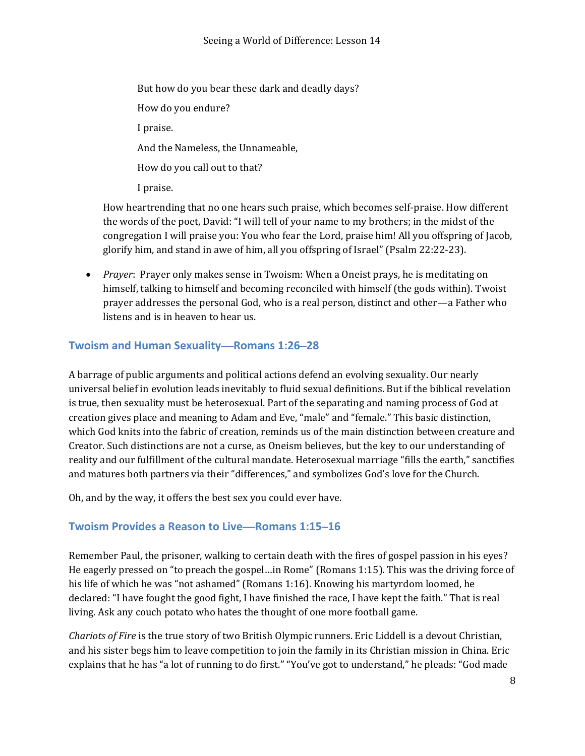But how do you bear these dark and deadly days?

How do you endure?

I praise.

And the Nameless, the Unnameable,

How do you call out to that?

I praise.

How heartrending that no one hears such praise, which becomes self-praise. How different the words of the poet, David: "I will tell of your name to my brothers; in the midst of the congregation I will praise you: You who fear the Lord, praise him! All you offspring of Jacob, glorify him, and stand in awe of him, all you offspring of Israel" (Psalm 22:22-23).

- *Prayer*: Prayer only makes sense in Twoism: When a Oneist prays, he is meditating on himself, talking to himself and becoming reconciled with himself (the gods within). Twoist prayer addresses the personal God, who is a real person, distinct and other—a Father who listens and is in heaven to hear us.

## Twoism and Human Sexuality—Romans 1:26–28

A barrage of public arguments and political actions defend an evolving sexuality. Our nearly universal belief in evolution leads inevitably to fluid sexual definitions. But if the biblical revelation is true, then sexuality must be heterosexual. Part of the separating and naming process of God at creation gives place and meaning to Adam and Eve, "male" and "female." This basic distinction, which God knits into the fabric of creation, reminds us of the main distinction between creature and Creator. Such distinctions are not a curse, as Oneism believes, but the key to our understanding of reality and our fulfillment of the cultural mandate. Heterosexual marriage "fills the earth," sanctifies and matures both partners via their "differences," and symbolizes God's love for the Church.

Oh, and by the way, it offers the best sex you could ever have.

## Twoism Provides a Reason to Live—Romans 1:15–16

Remember Paul, the prisoner, walking to certain death with the fires of gospel passion in his eyes? He eagerly pressed on "to preach the gospel…in Rome" (Romans 1:15). This was the driving force of his life of which he was "not ashamed" (Romans 1:16). Knowing his martyrdom loomed, he declared: "I have fought the good fight, I have finished the race, I have kept the faith." That is real living. Ask any couch potato who hates the thought of one more football game.

*Chariots of Fire* is the true story of two British Olympic runners. Eric Liddell is a devout Christian, and his sister begs him to leave competition to join the family in its Christian mission in China. Eric explains that he has "a lot of running to do first." "You've got to understand," he pleads: "God made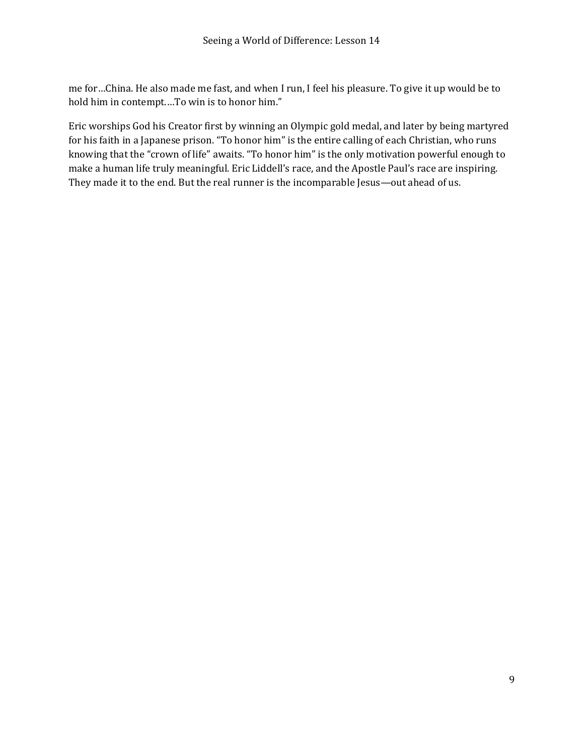me for…China. He also made me fast, and when I run, I feel his pleasure. To give it up would be to hold him in contempt.…To win is to honor him."

Eric worships God his Creator first by winning an Olympic gold medal, and later by being martyred for his faith in a Japanese prison. "To honor him" is the entire calling of each Christian, who runs knowing that the "crown of life" awaits. "To honor him" is the only motivation powerful enough to make a human life truly meaningful. Eric Liddell's race, and the Apostle Paul's race are inspiring. They made it to the end. But the real runner is the incomparable Jesus—out ahead of us.